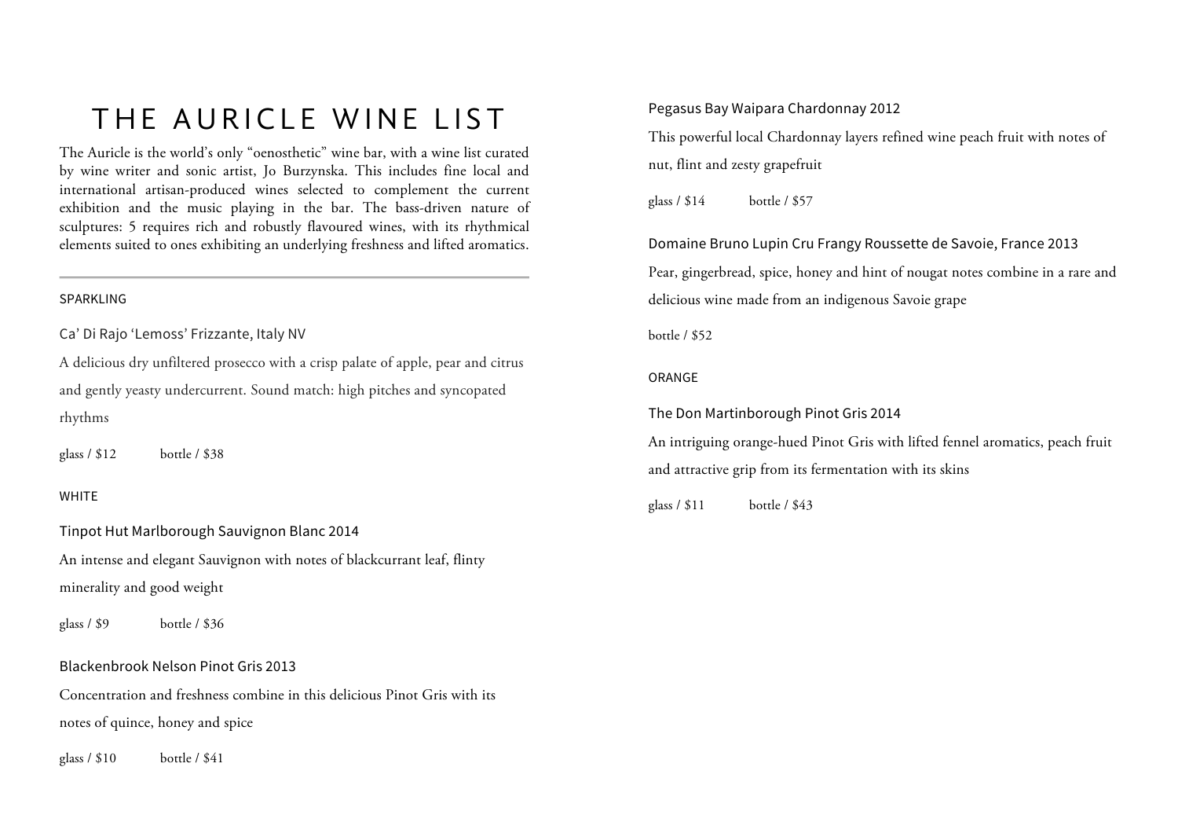# THE AURICLE WINE LIST

The Auricle is the world's only "oenosthetic" wine bar, with a wine list curated by wine writer and sonic artist, Jo Burzynska. This includes fine local and international artisan-produced wines selected to complement the current exhibition and the music playing in the bar. The bass-driven nature of sculptures: 5 requires rich and robustly flavoured wines, with its rhythmical elements suited to ones exhibiting an underlying freshness and lifted aromatics.

---

## SPARKLING

### Ca' Di Rajo 'Lemoss' Frizzante, Italy NV

A delicious dry unfiltered prosecco with a crisp palate of apple, pear and citrus and gently yeasty undercurrent. Sound match: high pitches and syncopated rhythms

glass / $12 bottle / $38

## WHITE

### Tinpot Hut Marlborough Sauvignon Blanc 2014

An intense and elegant Sauvignon with notes of blackcurrant leaf, flinty minerality and good weight

glass / $9 bottle / $36

### Blackenbrook Nelson Pinot Gris 2013

Concentration and freshness combine in this delicious Pinot Gris with its notes of quince, honey and spice

glass / $10 bottle / $41

### Pegasus Bay Waipara Chardonnay 2012

This powerful local Chardonnay layers refined wine peach fruit with notes of nut, flint and zesty grapefruit

glass / $14 bottle / $57

### Domaine Bruno Lupin Cru Frangy Roussette de Savoie, France 2013

Pear, gingerbread, spice, honey and hint of nougat notes combine in a rare and delicious wine made from an indigenous Savoie grape

bottle / $52

## ORANGE

### The Don Martinborough Pinot Gris 2014

An intriguing orange-hued Pinot Gris with lifted fennel aromatics, peach fruit and attractive grip from its fermentation with its skins

glass / $11 bottle / $43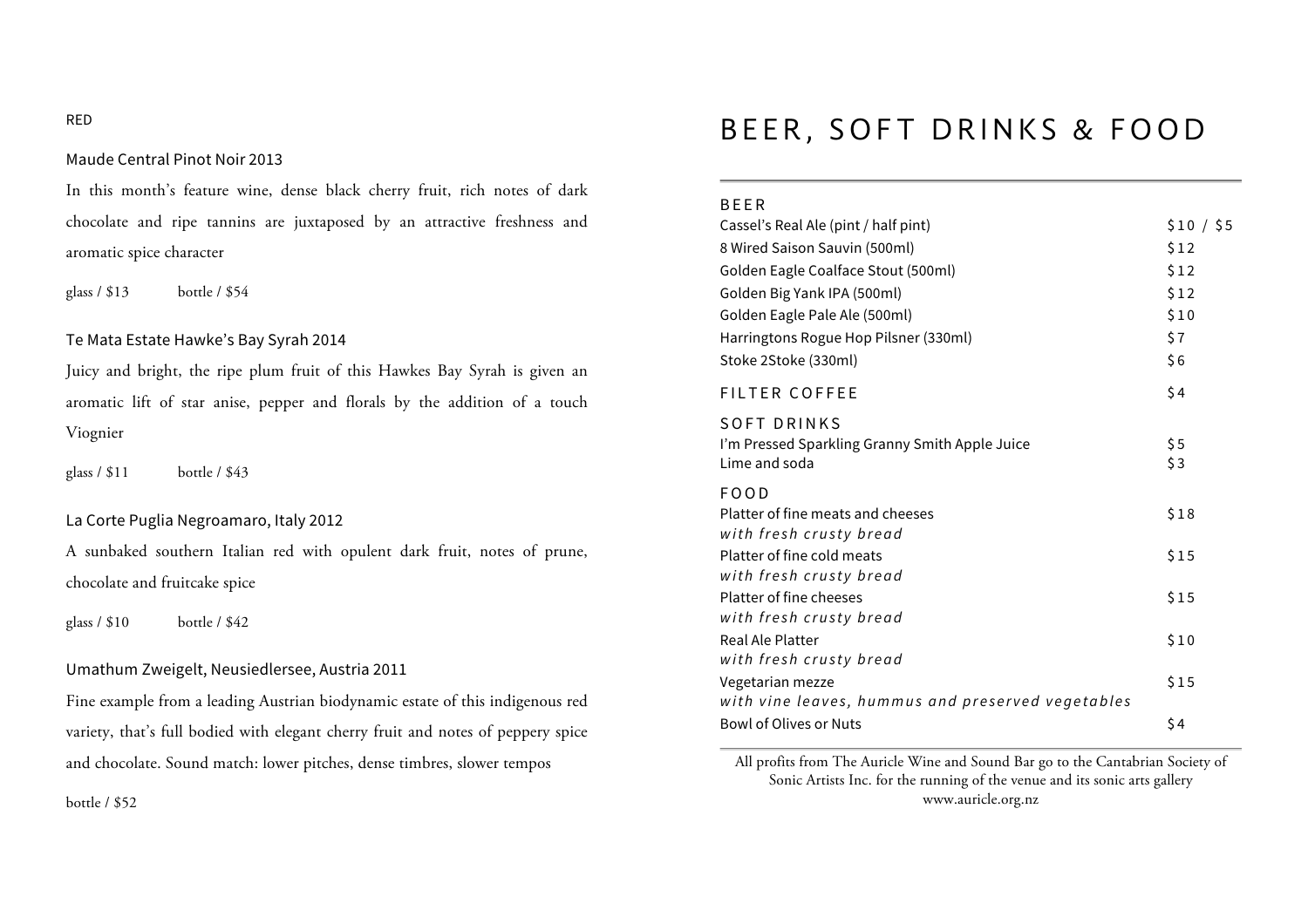## RED

### Maude Central Pinot Noir 2013

In this month's feature wine, dense black cherry fruit, rich notes of dark chocolate and ripe tannins are juxtaposed by an attractive freshness and aromatic spice character

glass / $13 bottle / $54

### Te Mata Estate Hawke's Bay Syrah 2014

Juicy and bright, the ripe plum fruit of this Hawkes Bay Syrah is given an aromatic lift of star anise, pepper and florals by the addition of a touch Viognier

glass / $11 bottle / $43

### La Corte Puglia Negroamaro, Italy 2012

A sunbaked southern Italian red with opulent dark fruit, notes of prune, chocolate and fruitcake spice

glass / $10 bottle / $42

### Umathum Zweigelt, Neusiedlersee, Austria 2011

Fine example from a leading Austrian biodynamic estate of this indigenous red variety, that's full bodied with elegant cherry fruit and notes of peppery spice and chocolate. Sound match: lower pitches, dense timbres, slower tempos

bottle / $52

# BEER, SOFT DRINKS & FOOD

## BEER

| | |
|---|---|
| Cassel's Real Ale (pint / half pint) | $10 / $5 |
| 8 Wired Saison Sauvin (500ml) | $12 |
| Golden Eagle Coalface Stout (500ml) | $12 |
| Golden Big Yank IPA (500ml) | $12 |
| Golden Eagle Pale Ale (500ml) | $10 |
| Harringtons Rogue Hop Pilsner (330ml) | $7 |
| Stoke 2Stoke (330ml) | $6 |

## FILTER COFFEE

$4

## SOFT DRINKS

| | |
|---|---|
| I'm Pressed Sparkling Granny Smith Apple Juice | $5 |
| Lime and soda | $3 |

## FOOD

| | |
|---|---|
| Platter of fine meats and cheeses *with fresh crusty bread* | $18 |
| Platter of fine cold meats *with fresh crusty bread* | $15 |
| Platter of fine cheeses *with fresh crusty bread* | $15 |
| Real Ale Platter *with fresh crusty bread* | $10 |
| Vegetarian mezze *with vine leaves, hummus and preserved vegetables* | $15 |
| Bowl of Olives or Nuts | $4 |

All profits from The Auricle Wine and Sound Bar go to the Cantabrian Society of Sonic Artists Inc. for the running of the venue and its sonic arts gallery
www.auricle.org.nz